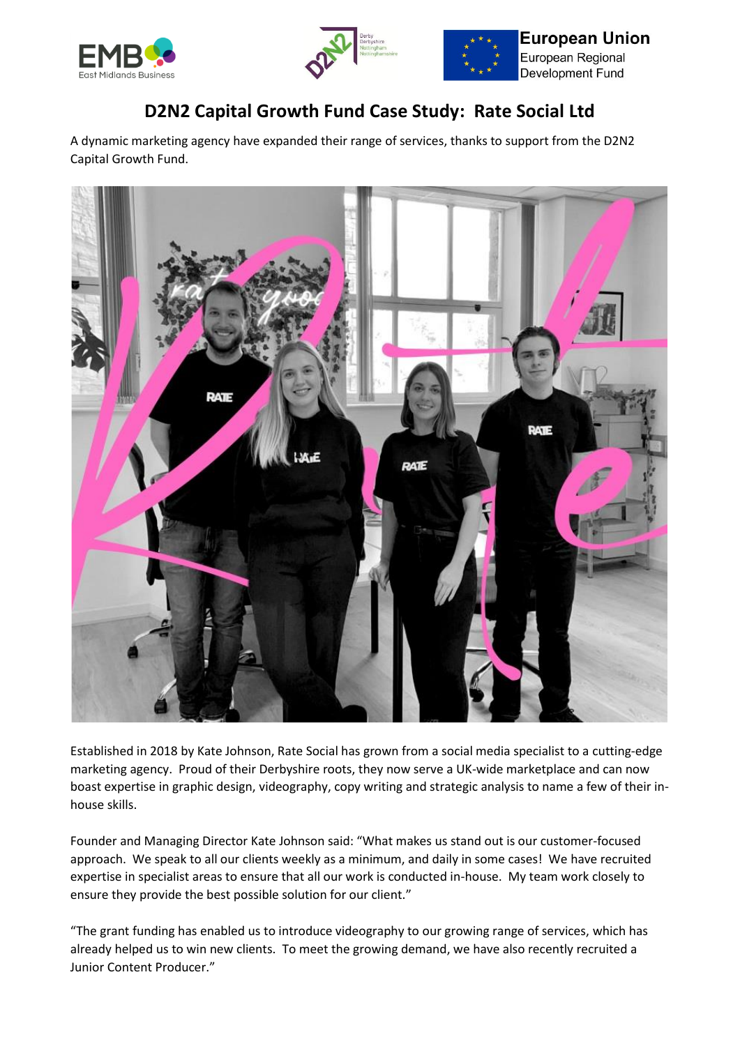# D2N2 Capital Growth Fund Case Study: Rate Social Ltd

A dynamic marketing agency have expanded their range of services, thanks to support from the D2N2 Capital Growth Fund.

Established in 2018 by Kate Johnson, Rate Social has grown from a social media specialist to a cutting-edge marketing agency. Proud of their Derbyshire roots, they now serve a UK-wide marketplace and can now boast expertise in graphic design, videography, copy writing and strategic analysis to name a few of their in-house skills.

Founder and Managing Director Kate Johnson said: "What makes us stand out is our customer-focused approach. We speak to all our clients weekly as a minimum, and daily in some cases! We have recruited expertise in specialist areas to ensure that all our work is conducted in-house. My team work closely to ensure they provide the best possible solution for our client."

"The grant funding has enabled us to introduce videography to our growing range of services, which has already helped us to win new clients. To meet the growing demand, we have also recently recruited a Junior Content Producer."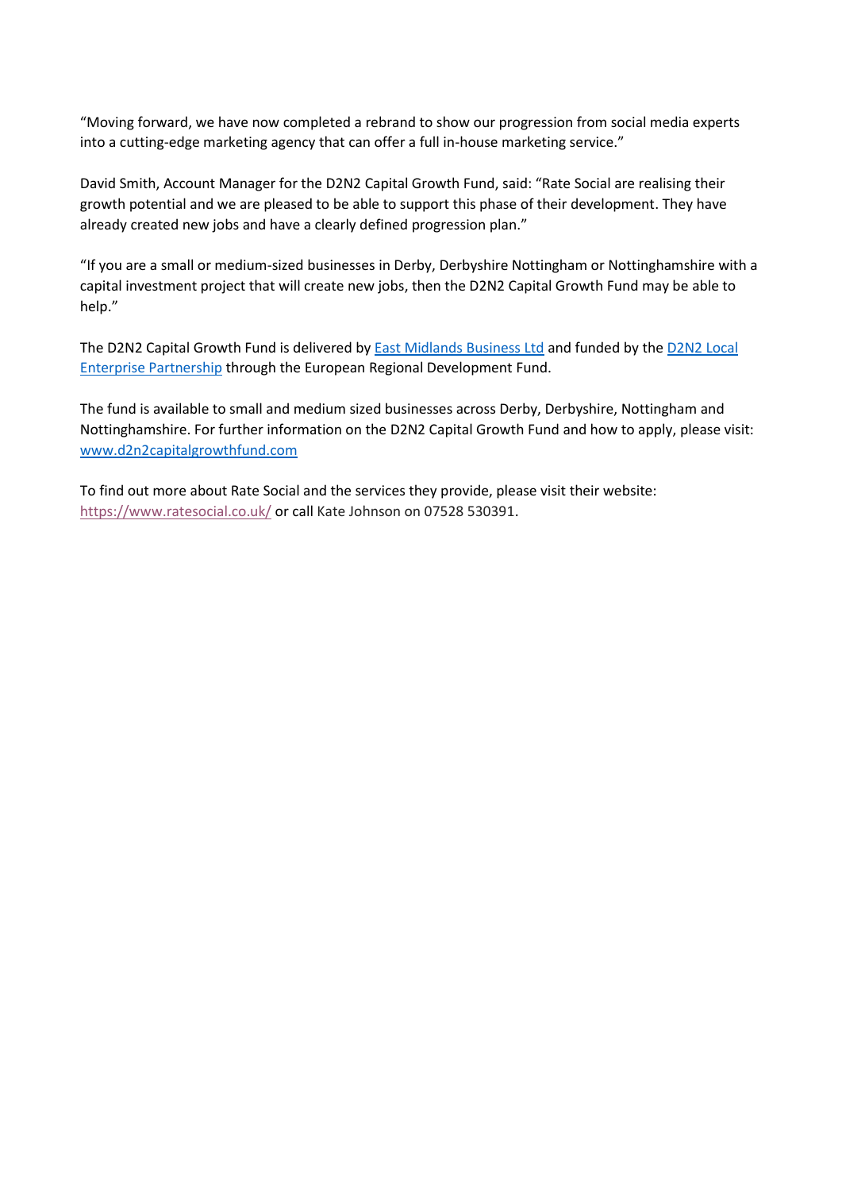"Moving forward, we have now completed a rebrand to show our progression from social media experts into a cutting-edge marketing agency that can offer a full in-house marketing service."

David Smith, Account Manager for the D2N2 Capital Growth Fund, said: "Rate Social are realising their growth potential and we are pleased to be able to support this phase of their development. They have already created new jobs and have a clearly defined progression plan."

"If you are a small or medium-sized businesses in Derby, Derbyshire Nottingham or Nottinghamshire with a capital investment project that will create new jobs, then the D2N2 Capital Growth Fund may be able to help."

The D2N2 Capital Growth Fund is delivered by [East Midlands Business Ltd]() and funded by the [D2N2 Local Enterprise Partnership]() through the European Regional Development Fund.

The fund is available to small and medium sized businesses across Derby, Derbyshire, Nottingham and Nottinghamshire. For further information on the D2N2 Capital Growth Fund and how to apply, please visit: [www.d2n2capitalgrowthfund.com](www.d2n2capitalgrowthfund.com)

To find out more about Rate Social and the services they provide, please visit their website: [https://www.ratesocial.co.uk/](https://www.ratesocial.co.uk/) or call Kate Johnson on 07528 530391.